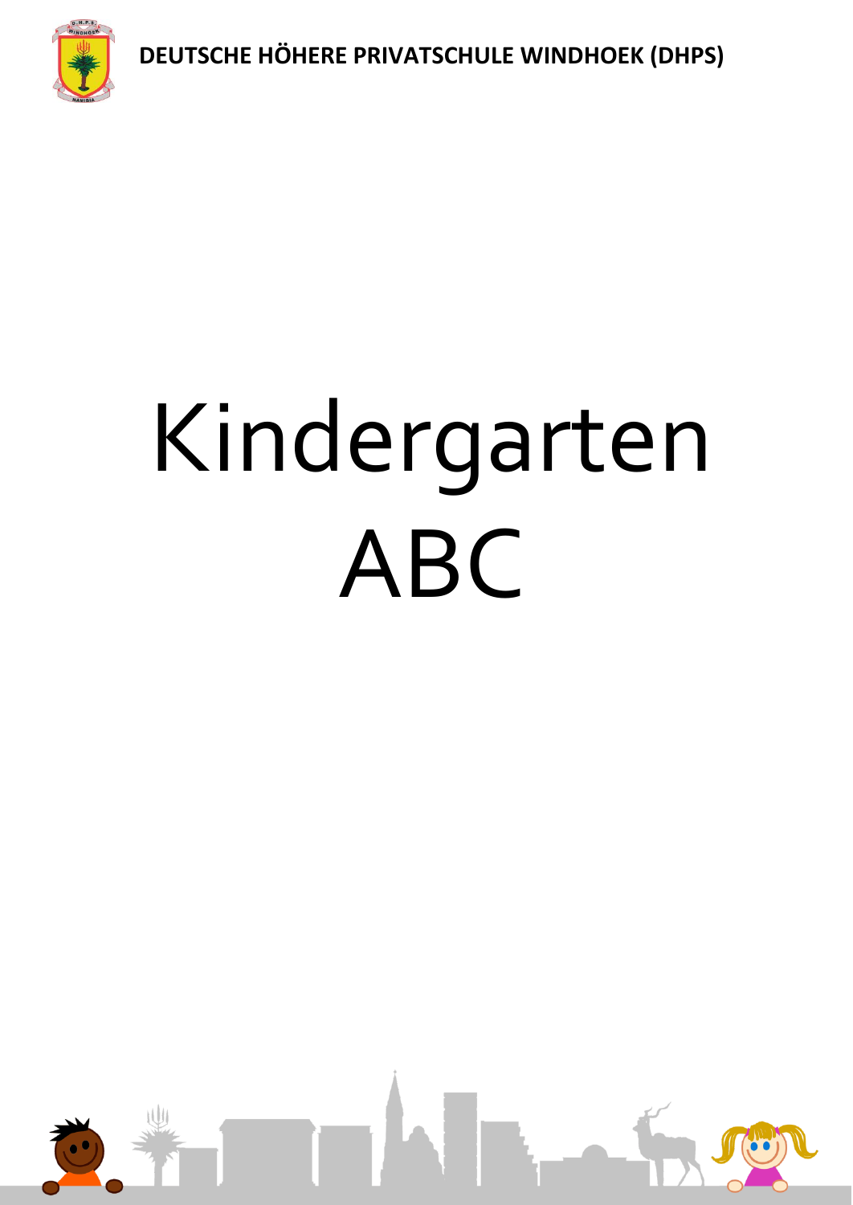DEUTSCHE HÖHERE PRIVATSCHULE WINDHOEK (DHPS)

# Kindergarten ABC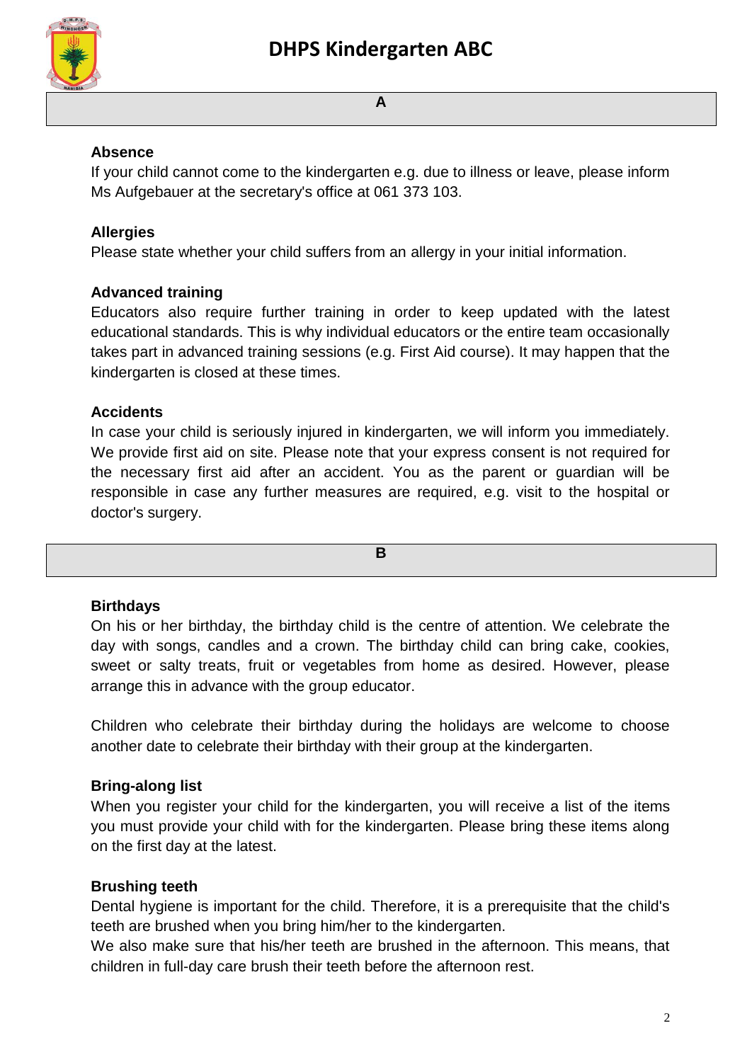# DHPS Kindergarten ABC

## A

### Absence

If your child cannot come to the kindergarten e.g. due to illness or leave, please inform Ms Aufgebauer at the secretary's office at 061 373 103.

### Allergies

Please state whether your child suffers from an allergy in your initial information.

### Advanced training

Educators also require further training in order to keep updated with the latest educational standards. This is why individual educators or the entire team occasionally takes part in advanced training sessions (e.g. First Aid course). It may happen that the kindergarten is closed at these times.

### Accidents

In case your child is seriously injured in kindergarten, we will inform you immediately. We provide first aid on site. Please note that your express consent is not required for the necessary first aid after an accident. You as the parent or guardian will be responsible in case any further measures are required, e.g. visit to the hospital or doctor's surgery.

## B

### Birthdays

On his or her birthday, the birthday child is the centre of attention. We celebrate the day with songs, candles and a crown. The birthday child can bring cake, cookies, sweet or salty treats, fruit or vegetables from home as desired. However, please arrange this in advance with the group educator.

Children who celebrate their birthday during the holidays are welcome to choose another date to celebrate their birthday with their group at the kindergarten.

### Bring-along list

When you register your child for the kindergarten, you will receive a list of the items you must provide your child with for the kindergarten. Please bring these items along on the first day at the latest.

### Brushing teeth

Dental hygiene is important for the child. Therefore, it is a prerequisite that the child's teeth are brushed when you bring him/her to the kindergarten.
We also make sure that his/her teeth are brushed in the afternoon. This means, that children in full-day care brush their teeth before the afternoon rest.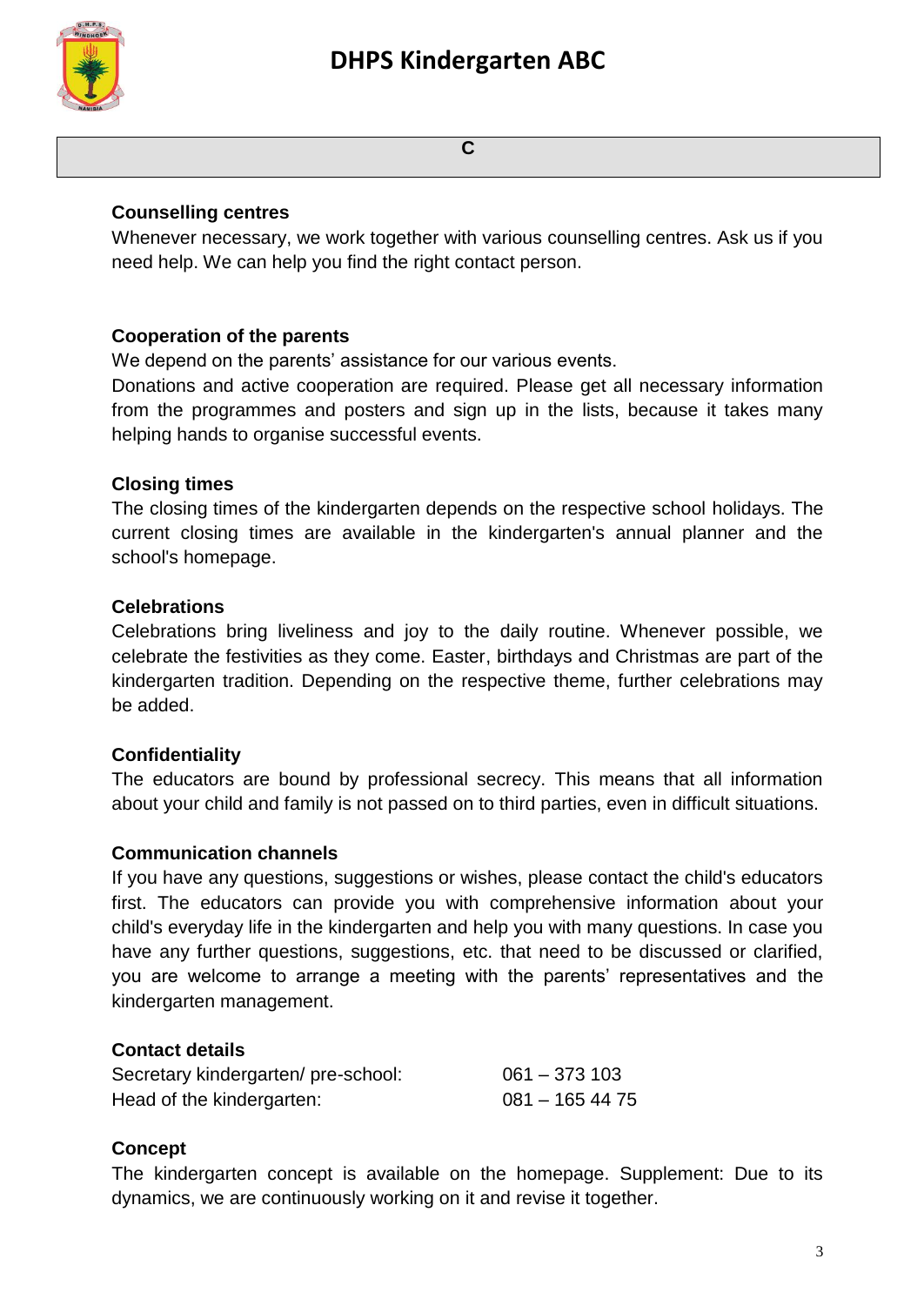## C

### Counselling centres

Whenever necessary, we work together with various counselling centres. Ask us if you need help. We can help you find the right contact person.

### Cooperation of the parents

We depend on the parents' assistance for our various events.
Donations and active cooperation are required. Please get all necessary information from the programmes and posters and sign up in the lists, because it takes many helping hands to organise successful events.

### Closing times

The closing times of the kindergarten depends on the respective school holidays. The current closing times are available in the kindergarten's annual planner and the school's homepage.

### Celebrations

Celebrations bring liveliness and joy to the daily routine. Whenever possible, we celebrate the festivities as they come. Easter, birthdays and Christmas are part of the kindergarten tradition. Depending on the respective theme, further celebrations may be added.

### Confidentiality

The educators are bound by professional secrecy. This means that all information about your child and family is not passed on to third parties, even in difficult situations.

### Communication channels

If you have any questions, suggestions or wishes, please contact the child's educators first. The educators can provide you with comprehensive information about your child's everyday life in the kindergarten and help you with many questions. In case you have any further questions, suggestions, etc. that need to be discussed or clarified, you are welcome to arrange a meeting with the parents' representatives and the kindergarten management.

### Contact details

| | |
|---|---|
| Secretary kindergarten/ pre-school: | 061 – 373 103 |
| Head of the kindergarten: | 081 – 165 44 75 |

### Concept

The kindergarten concept is available on the homepage. Supplement: Due to its dynamics, we are continuously working on it and revise it together.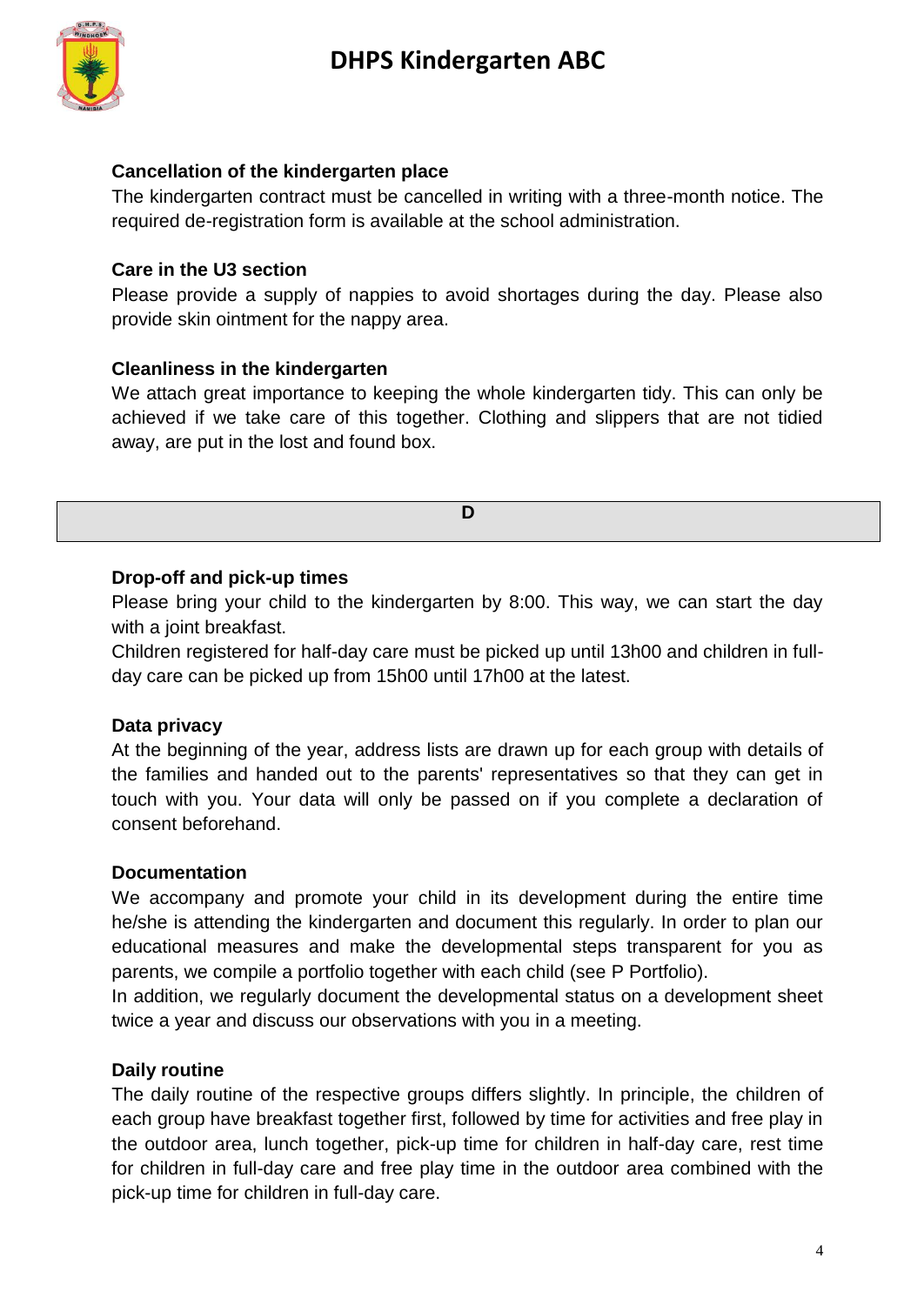### Cancellation of the kindergarten place

The kindergarten contract must be cancelled in writing with a three-month notice. The required de-registration form is available at the school administration.

### Care in the U3 section

Please provide a supply of nappies to avoid shortages during the day. Please also provide skin ointment for the nappy area.

### Cleanliness in the kindergarten

We attach great importance to keeping the whole kindergarten tidy. This can only be achieved if we take care of this together. Clothing and slippers that are not tidied away, are put in the lost and found box.

## D

### Drop-off and pick-up times

Please bring your child to the kindergarten by 8:00. This way, we can start the day with a joint breakfast.

Children registered for half-day care must be picked up until 13h00 and children in full-day care can be picked up from 15h00 until 17h00 at the latest.

### Data privacy

At the beginning of the year, address lists are drawn up for each group with details of the families and handed out to the parents' representatives so that they can get in touch with you. Your data will only be passed on if you complete a declaration of consent beforehand.

### Documentation

We accompany and promote your child in its development during the entire time he/she is attending the kindergarten and document this regularly. In order to plan our educational measures and make the developmental steps transparent for you as parents, we compile a portfolio together with each child (see P Portfolio).

In addition, we regularly document the developmental status on a development sheet twice a year and discuss our observations with you in a meeting.

### Daily routine

The daily routine of the respective groups differs slightly. In principle, the children of each group have breakfast together first, followed by time for activities and free play in the outdoor area, lunch together, pick-up time for children in half-day care, rest time for children in full-day care and free play time in the outdoor area combined with the pick-up time for children in full-day care.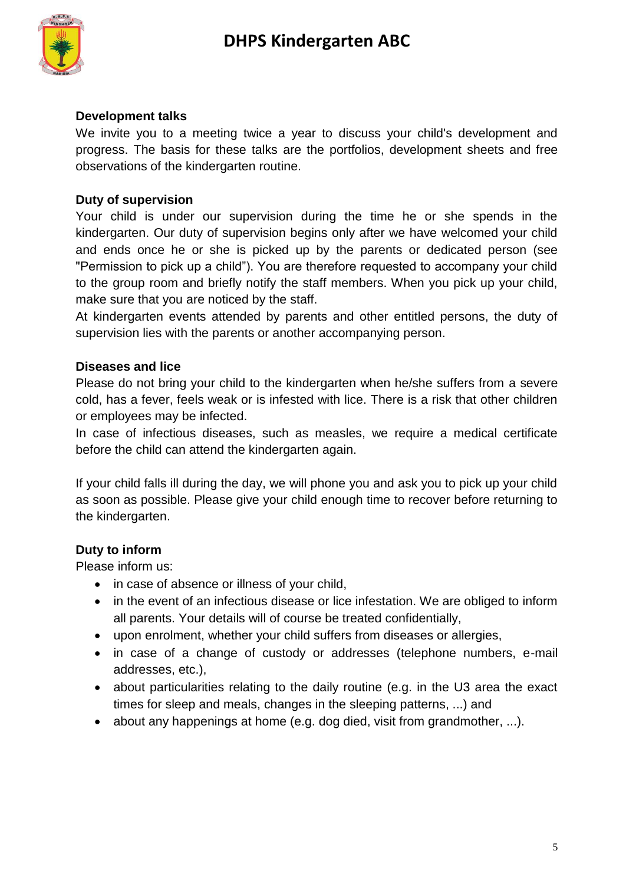**Development talks**

We invite you to a meeting twice a year to discuss your child's development and progress. The basis for these talks are the portfolios, development sheets and free observations of the kindergarten routine.

**Duty of supervision**

Your child is under our supervision during the time he or she spends in the kindergarten. Our duty of supervision begins only after we have welcomed your child and ends once he or she is picked up by the parents or dedicated person (see "Permission to pick up a child"). You are therefore requested to accompany your child to the group room and briefly notify the staff members. When you pick up your child, make sure that you are noticed by the staff.

At kindergarten events attended by parents and other entitled persons, the duty of supervision lies with the parents or another accompanying person.

**Diseases and lice**

Please do not bring your child to the kindergarten when he/she suffers from a severe cold, has a fever, feels weak or is infested with lice. There is a risk that other children or employees may be infected.

In case of infectious diseases, such as measles, we require a medical certificate before the child can attend the kindergarten again.

If your child falls ill during the day, we will phone you and ask you to pick up your child as soon as possible. Please give your child enough time to recover before returning to the kindergarten.

**Duty to inform**

Please inform us:

- in case of absence or illness of your child,
- in the event of an infectious disease or lice infestation. We are obliged to inform all parents. Your details will of course be treated confidentially,
- upon enrolment, whether your child suffers from diseases or allergies,
- in case of a change of custody or addresses (telephone numbers, e-mail addresses, etc.),
- about particularities relating to the daily routine (e.g. in the U3 area the exact times for sleep and meals, changes in the sleeping patterns, ...) and
- about any happenings at home (e.g. dog died, visit from grandmother, ...).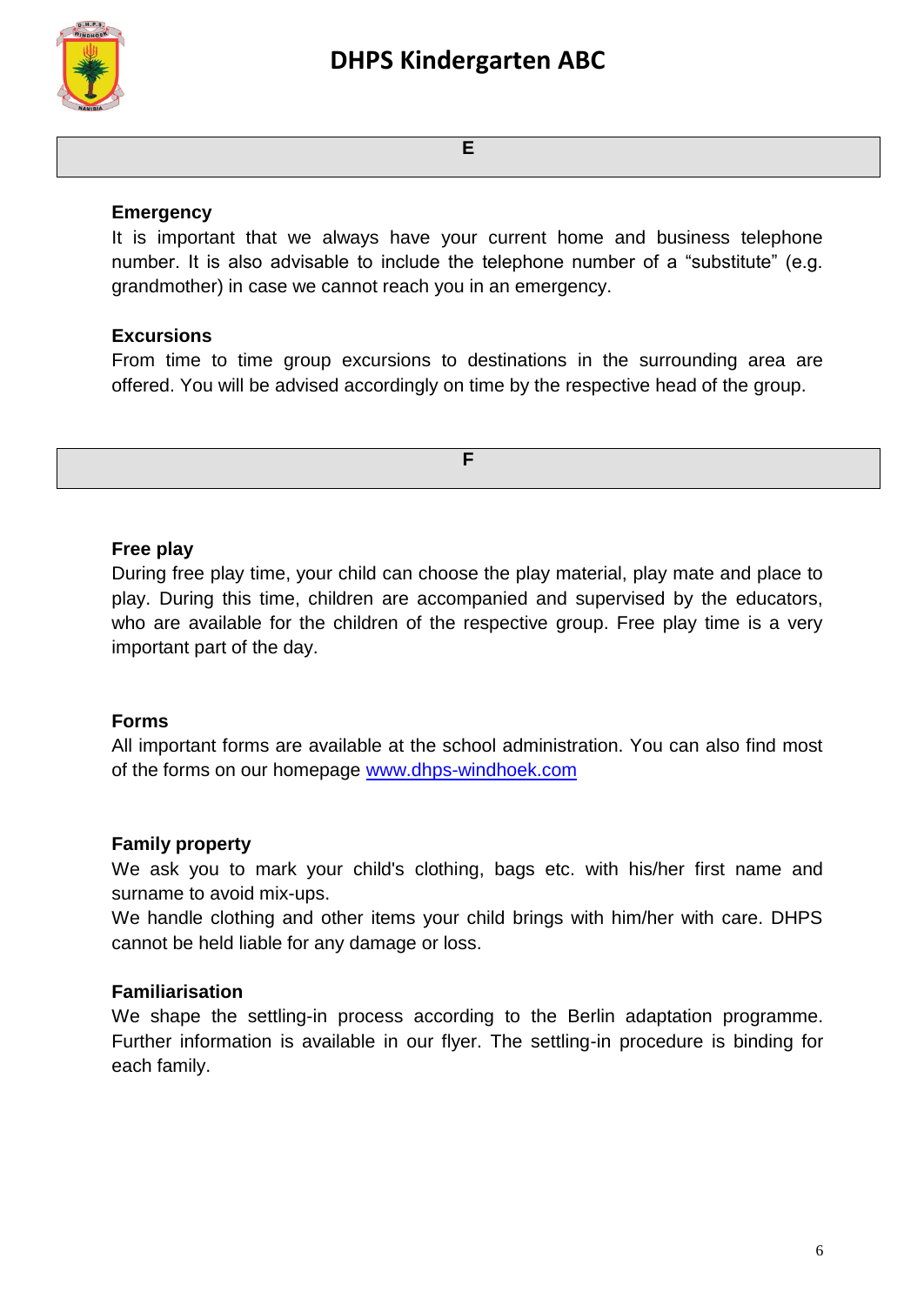## E

### Emergency

It is important that we always have your current home and business telephone number. It is also advisable to include the telephone number of a "substitute" (e.g. grandmother) in case we cannot reach you in an emergency.

### Excursions

From time to time group excursions to destinations in the surrounding area are offered. You will be advised accordingly on time by the respective head of the group.

## F

### Free play

During free play time, your child can choose the play material, play mate and place to play. During this time, children are accompanied and supervised by the educators, who are available for the children of the respective group. Free play time is a very important part of the day.

### Forms

All important forms are available at the school administration. You can also find most of the forms on our homepage [www.dhps-windhoek.com](http://www.dhps-windhoek.com)

### Family property

We ask you to mark your child's clothing, bags etc. with his/her first name and surname to avoid mix-ups.

We handle clothing and other items your child brings with him/her with care. DHPS cannot be held liable for any damage or loss.

### Familiarisation

We shape the settling-in process according to the Berlin adaptation programme. Further information is available in our flyer. The settling-in procedure is binding for each family.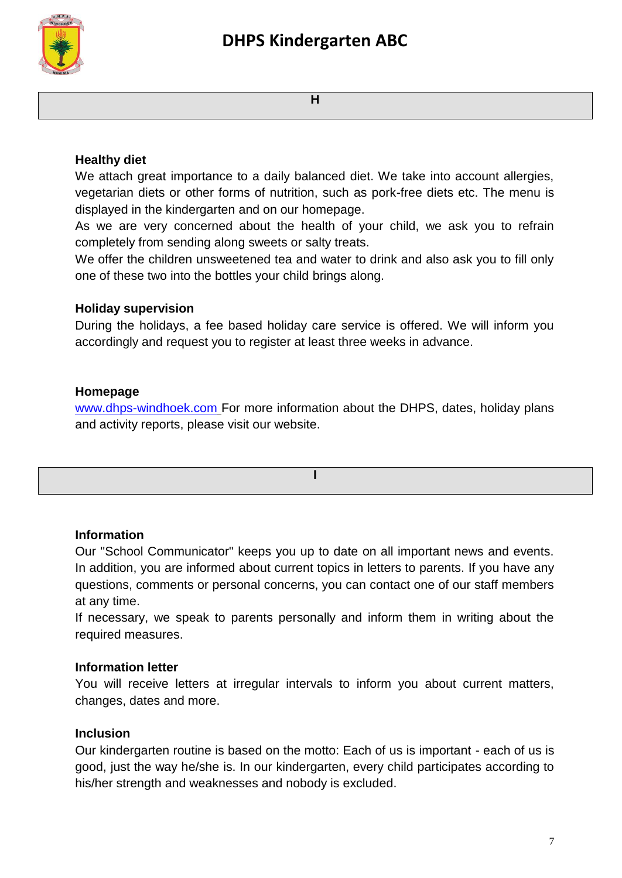## H

### Healthy diet

We attach great importance to a daily balanced diet. We take into account allergies, vegetarian diets or other forms of nutrition, such as pork-free diets etc. The menu is displayed in the kindergarten and on our homepage.

As we are very concerned about the health of your child, we ask you to refrain completely from sending along sweets or salty treats.

We offer the children unsweetened tea and water to drink and also ask you to fill only one of these two into the bottles your child brings along.

### Holiday supervision

During the holidays, a fee based holiday care service is offered. We will inform you accordingly and request you to register at least three weeks in advance.

### Homepage

www.dhps-windhoek.com For more information about the DHPS, dates, holiday plans and activity reports, please visit our website.

## I

### Information

Our "School Communicator" keeps you up to date on all important news and events. In addition, you are informed about current topics in letters to parents. If you have any questions, comments or personal concerns, you can contact one of our staff members at any time.

If necessary, we speak to parents personally and inform them in writing about the required measures.

### Information letter

You will receive letters at irregular intervals to inform you about current matters, changes, dates and more.

### Inclusion

Our kindergarten routine is based on the motto: Each of us is important - each of us is good, just the way he/she is. In our kindergarten, every child participates according to his/her strength and weaknesses and nobody is excluded.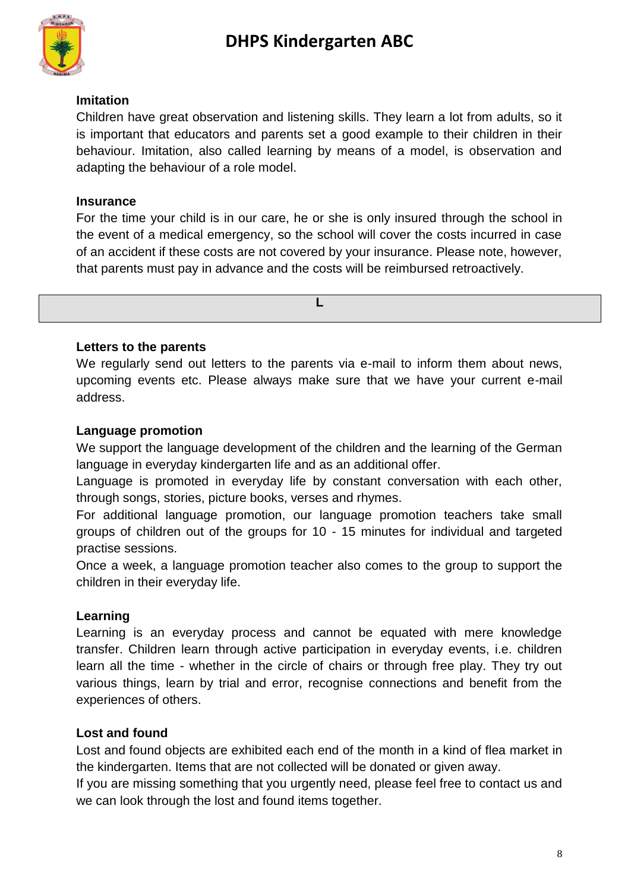### Imitation

Children have great observation and listening skills. They learn a lot from adults, so it is important that educators and parents set a good example to their children in their behaviour. Imitation, also called learning by means of a model, is observation and adapting the behaviour of a role model.

### Insurance

For the time your child is in our care, he or she is only insured through the school in the event of a medical emergency, so the school will cover the costs incurred in case of an accident if these costs are not covered by your insurance. Please note, however, that parents must pay in advance and the costs will be reimbursed retroactively.

## L

### Letters to the parents

We regularly send out letters to the parents via e-mail to inform them about news, upcoming events etc. Please always make sure that we have your current e-mail address.

### Language promotion

We support the language development of the children and the learning of the German language in everyday kindergarten life and as an additional offer.

Language is promoted in everyday life by constant conversation with each other, through songs, stories, picture books, verses and rhymes.

For additional language promotion, our language promotion teachers take small groups of children out of the groups for 10 - 15 minutes for individual and targeted practise sessions.

Once a week, a language promotion teacher also comes to the group to support the children in their everyday life.

### Learning

Learning is an everyday process and cannot be equated with mere knowledge transfer. Children learn through active participation in everyday events, i.e. children learn all the time - whether in the circle of chairs or through free play. They try out various things, learn by trial and error, recognise connections and benefit from the experiences of others.

### Lost and found

Lost and found objects are exhibited each end of the month in a kind of flea market in the kindergarten. Items that are not collected will be donated or given away.

If you are missing something that you urgently need, please feel free to contact us and we can look through the lost and found items together.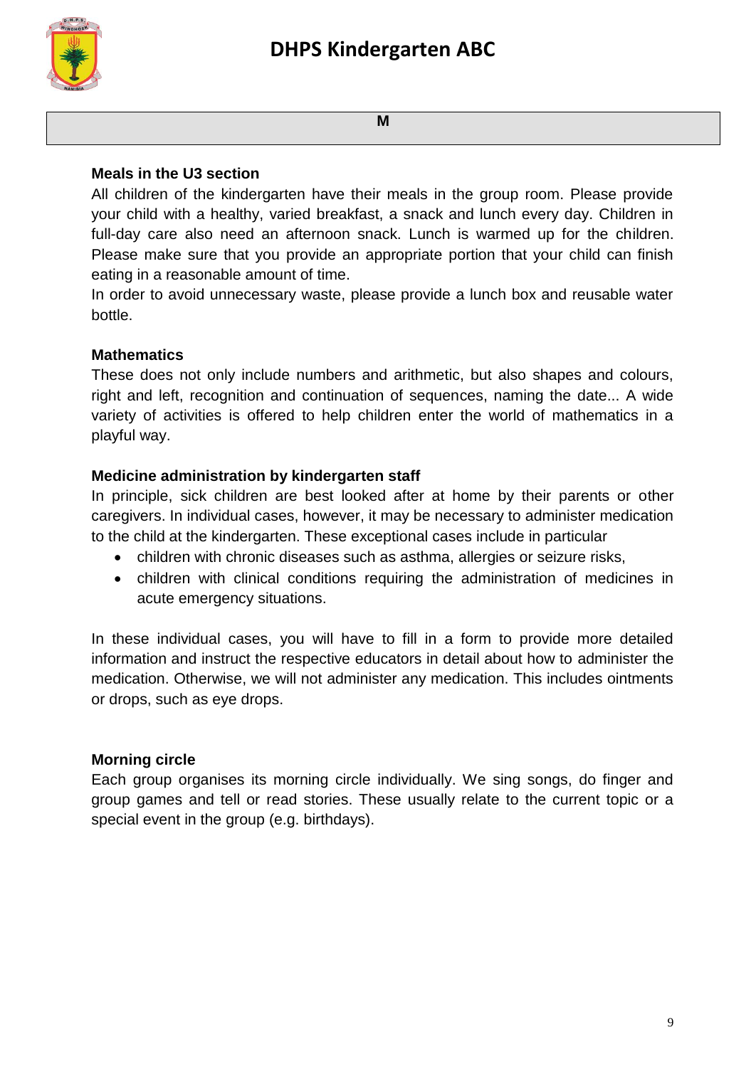## M

### Meals in the U3 section

All children of the kindergarten have their meals in the group room. Please provide your child with a healthy, varied breakfast, a snack and lunch every day. Children in full-day care also need an afternoon snack. Lunch is warmed up for the children. Please make sure that you provide an appropriate portion that your child can finish eating in a reasonable amount of time.

In order to avoid unnecessary waste, please provide a lunch box and reusable water bottle.

### Mathematics

These does not only include numbers and arithmetic, but also shapes and colours, right and left, recognition and continuation of sequences, naming the date... A wide variety of activities is offered to help children enter the world of mathematics in a playful way.

### Medicine administration by kindergarten staff

In principle, sick children are best looked after at home by their parents or other caregivers. In individual cases, however, it may be necessary to administer medication to the child at the kindergarten. These exceptional cases include in particular

- children with chronic diseases such as asthma, allergies or seizure risks,
- children with clinical conditions requiring the administration of medicines in acute emergency situations.

In these individual cases, you will have to fill in a form to provide more detailed information and instruct the respective educators in detail about how to administer the medication. Otherwise, we will not administer any medication. This includes ointments or drops, such as eye drops.

### Morning circle

Each group organises its morning circle individually. We sing songs, do finger and group games and tell or read stories. These usually relate to the current topic or a special event in the group (e.g. birthdays).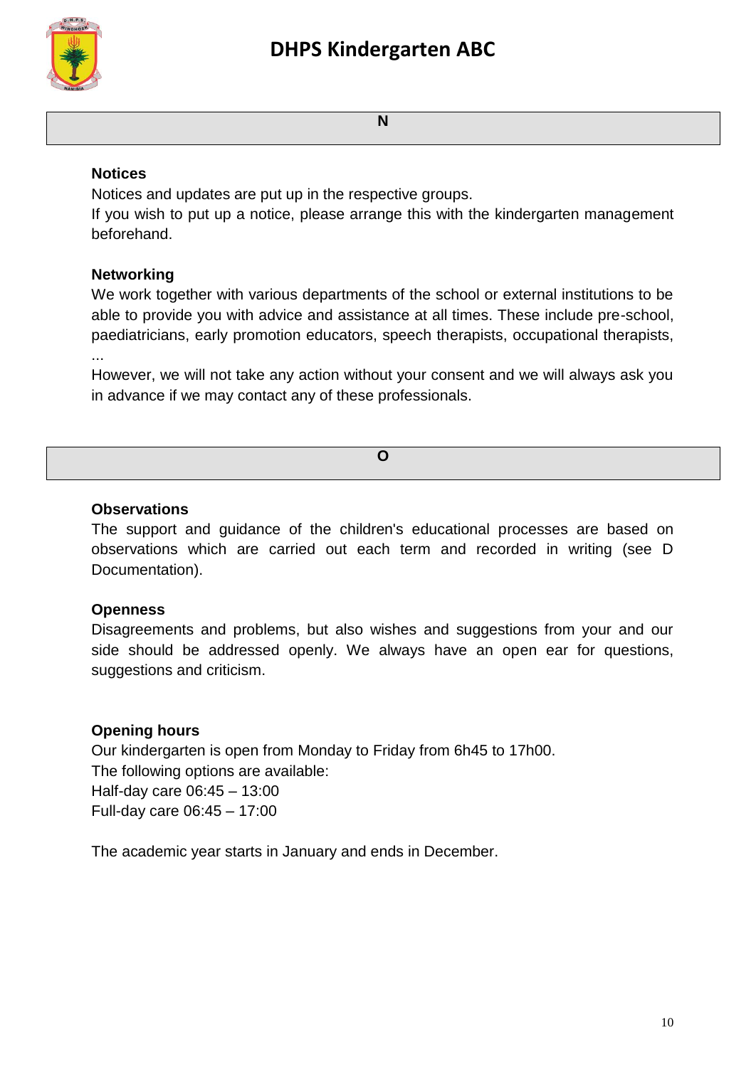## N

### Notices

Notices and updates are put up in the respective groups.
If you wish to put up a notice, please arrange this with the kindergarten management beforehand.

### Networking

We work together with various departments of the school or external institutions to be able to provide you with advice and assistance at all times. These include pre-school, paediatricians, early promotion educators, speech therapists, occupational therapists, ...
However, we will not take any action without your consent and we will always ask you in advance if we may contact any of these professionals.

## O

### Observations

The support and guidance of the children's educational processes are based on observations which are carried out each term and recorded in writing (see D Documentation).

### Openness

Disagreements and problems, but also wishes and suggestions from your and our side should be addressed openly. We always have an open ear for questions, suggestions and criticism.

### Opening hours

Our kindergarten is open from Monday to Friday from 6h45 to 17h00.
The following options are available:
Half-day care 06:45 – 13:00
Full-day care 06:45 – 17:00

The academic year starts in January and ends in December.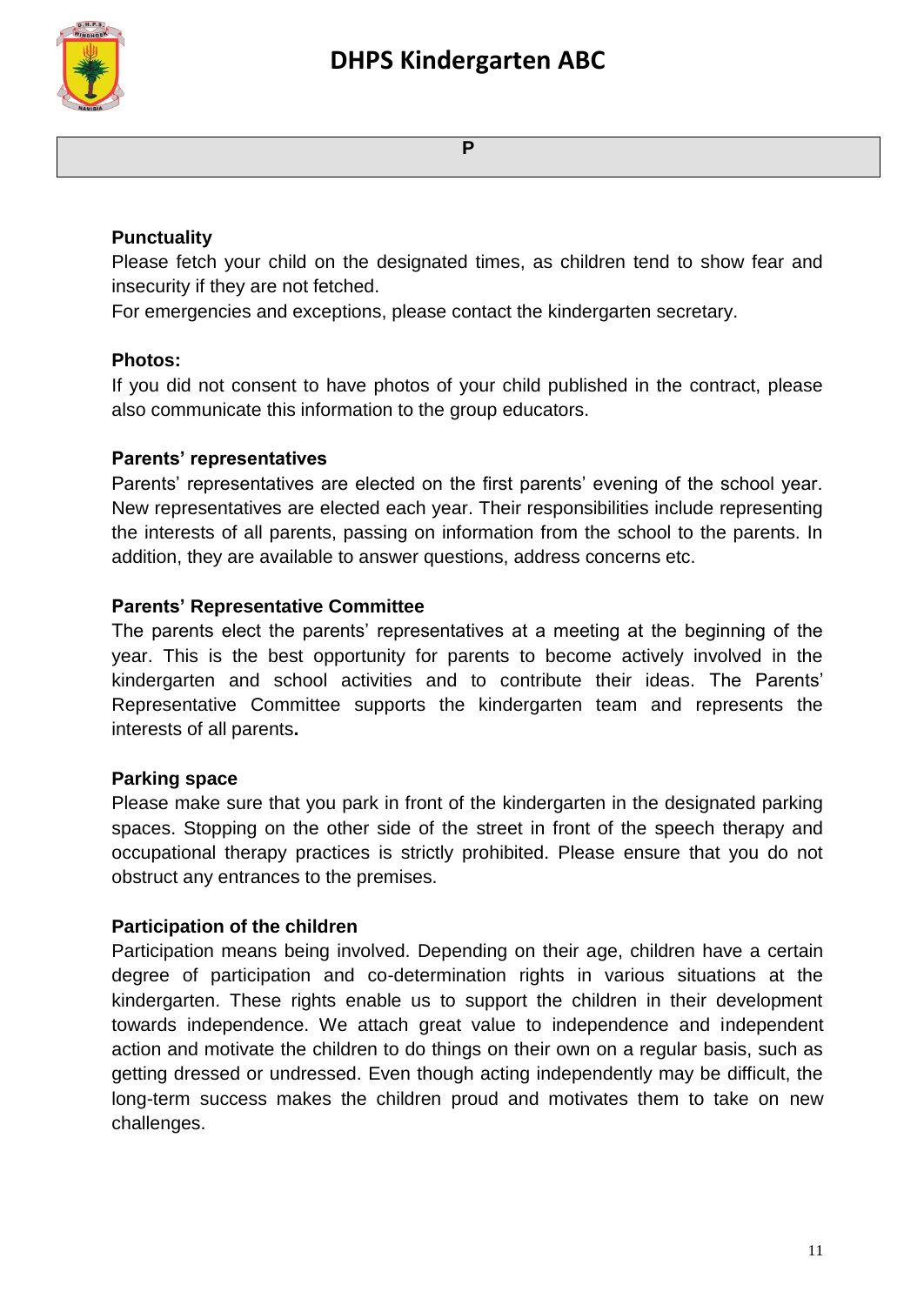## P

### Punctuality

Please fetch your child on the designated times, as children tend to show fear and insecurity if they are not fetched.

For emergencies and exceptions, please contact the kindergarten secretary.

### Photos:

If you did not consent to have photos of your child published in the contract, please also communicate this information to the group educators.

### Parents' representatives

Parents' representatives are elected on the first parents' evening of the school year. New representatives are elected each year. Their responsibilities include representing the interests of all parents, passing on information from the school to the parents. In addition, they are available to answer questions, address concerns etc.

### Parents' Representative Committee

The parents elect the parents' representatives at a meeting at the beginning of the year. This is the best opportunity for parents to become actively involved in the kindergarten and school activities and to contribute their ideas. The Parents' Representative Committee supports the kindergarten team and represents the interests of all parents**.**

### Parking space

Please make sure that you park in front of the kindergarten in the designated parking spaces. Stopping on the other side of the street in front of the speech therapy and occupational therapy practices is strictly prohibited. Please ensure that you do not obstruct any entrances to the premises.

### Participation of the children

Participation means being involved. Depending on their age, children have a certain degree of participation and co-determination rights in various situations at the kindergarten. These rights enable us to support the children in their development towards independence. We attach great value to independence and independent action and motivate the children to do things on their own on a regular basis, such as getting dressed or undressed. Even though acting independently may be difficult, the long-term success makes the children proud and motivates them to take on new challenges.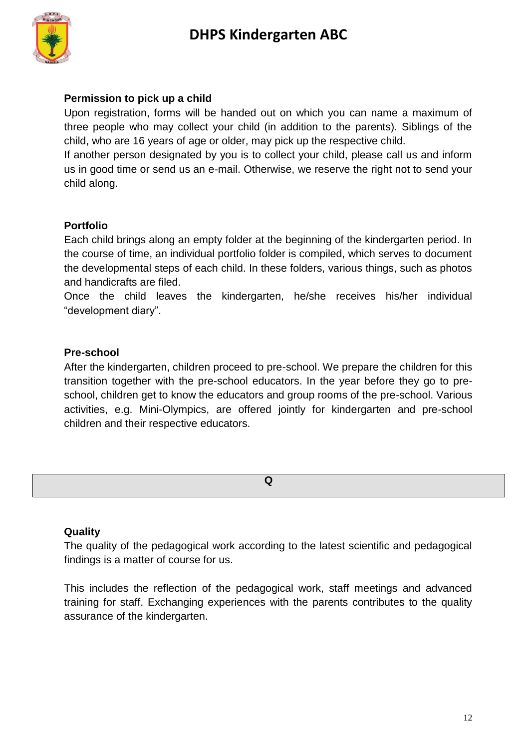### Permission to pick up a child

Upon registration, forms will be handed out on which you can name a maximum of three people who may collect your child (in addition to the parents). Siblings of the child, who are 16 years of age or older, may pick up the respective child.

If another person designated by you is to collect your child, please call us and inform us in good time or send us an e-mail. Otherwise, we reserve the right not to send your child along.

### Portfolio

Each child brings along an empty folder at the beginning of the kindergarten period. In the course of time, an individual portfolio folder is compiled, which serves to document the developmental steps of each child. In these folders, various things, such as photos and handicrafts are filed.

Once the child leaves the kindergarten, he/she receives his/her individual “development diary”.

### Pre-school

After the kindergarten, children proceed to pre-school. We prepare the children for this transition together with the pre-school educators. In the year before they go to pre-school, children get to know the educators and group rooms of the pre-school. Various activities, e.g. Mini-Olympics, are offered jointly for kindergarten and pre-school children and their respective educators.

## Q

### Quality

The quality of the pedagogical work according to the latest scientific and pedagogical findings is a matter of course for us.

This includes the reflection of the pedagogical work, staff meetings and advanced training for staff. Exchanging experiences with the parents contributes to the quality assurance of the kindergarten.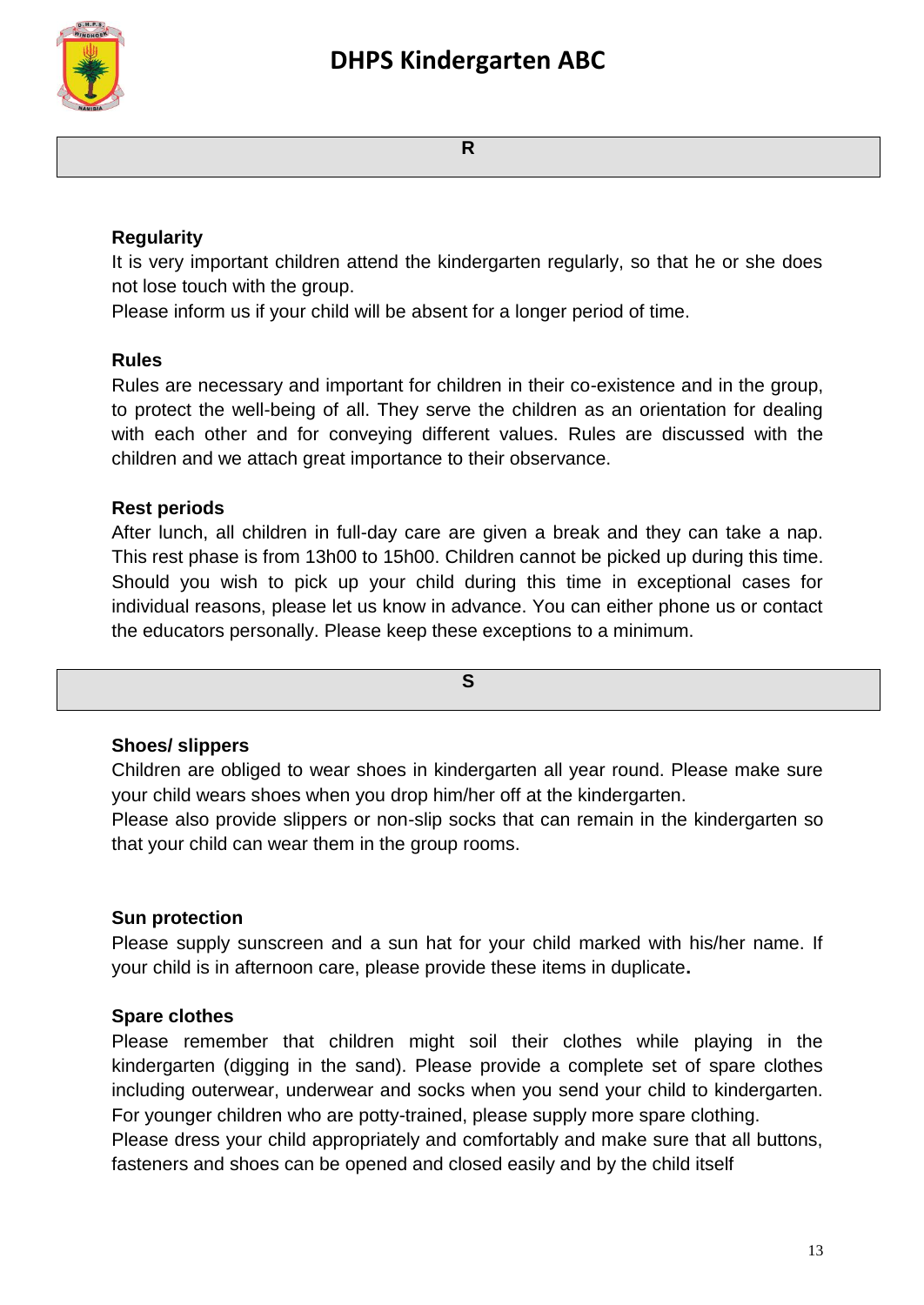## R

### Regularity

It is very important children attend the kindergarten regularly, so that he or she does not lose touch with the group.

Please inform us if your child will be absent for a longer period of time.

### Rules

Rules are necessary and important for children in their co-existence and in the group, to protect the well-being of all. They serve the children as an orientation for dealing with each other and for conveying different values. Rules are discussed with the children and we attach great importance to their observance.

### Rest periods

After lunch, all children in full-day care are given a break and they can take a nap. This rest phase is from 13h00 to 15h00. Children cannot be picked up during this time. Should you wish to pick up your child during this time in exceptional cases for individual reasons, please let us know in advance. You can either phone us or contact the educators personally. Please keep these exceptions to a minimum.

## S

### Shoes/ slippers

Children are obliged to wear shoes in kindergarten all year round. Please make sure your child wears shoes when you drop him/her off at the kindergarten.

Please also provide slippers or non-slip socks that can remain in the kindergarten so that your child can wear them in the group rooms.

### Sun protection

Please supply sunscreen and a sun hat for your child marked with his/her name. If your child is in afternoon care, please provide these items in duplicate**.**

### Spare clothes

Please remember that children might soil their clothes while playing in the kindergarten (digging in the sand). Please provide a complete set of spare clothes including outerwear, underwear and socks when you send your child to kindergarten. For younger children who are potty-trained, please supply more spare clothing.

Please dress your child appropriately and comfortably and make sure that all buttons, fasteners and shoes can be opened and closed easily and by the child itself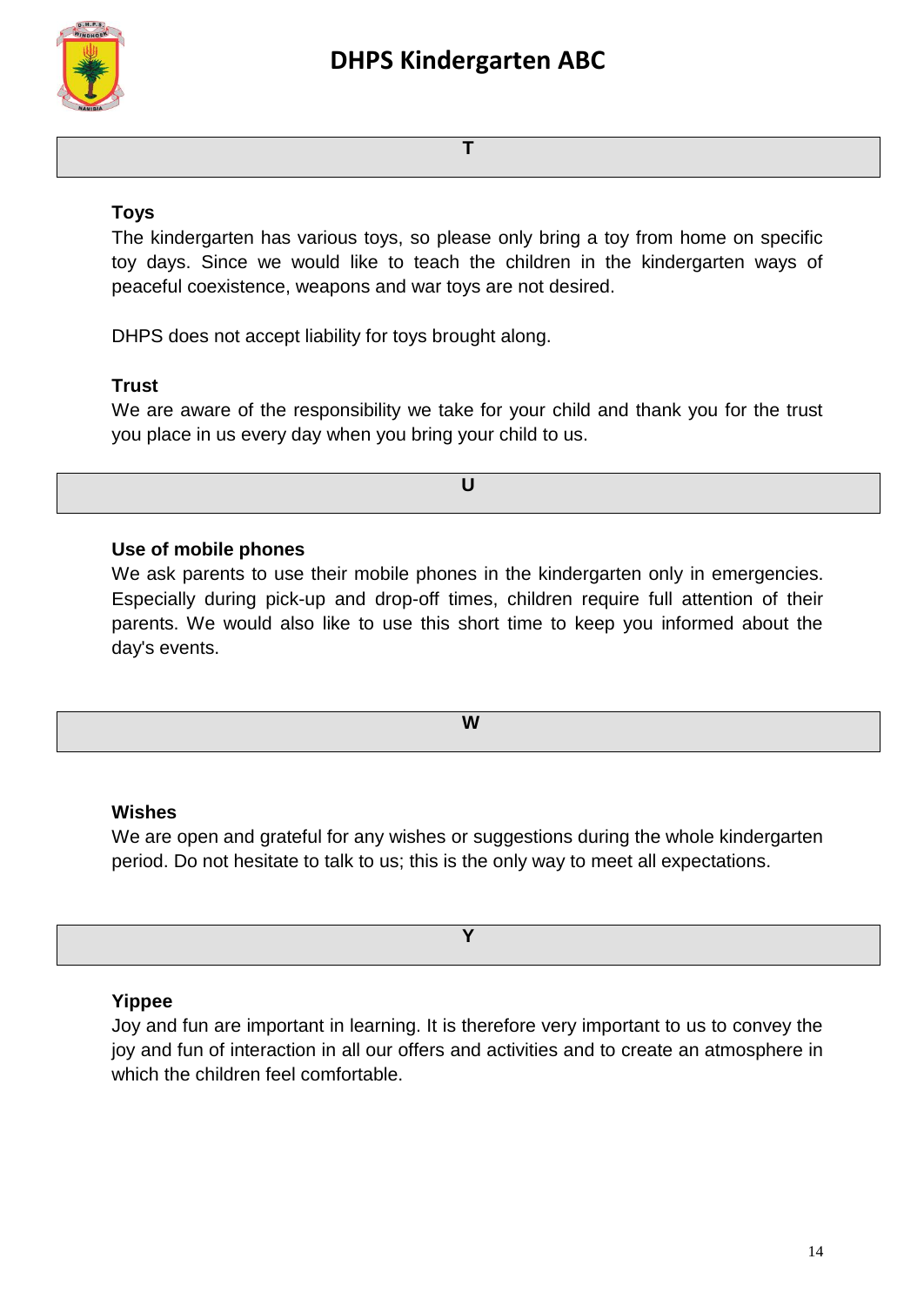## T

### Toys

The kindergarten has various toys, so please only bring a toy from home on specific toy days. Since we would like to teach the children in the kindergarten ways of peaceful coexistence, weapons and war toys are not desired.

DHPS does not accept liability for toys brought along.

### Trust

We are aware of the responsibility we take for your child and thank you for the trust you place in us every day when you bring your child to us.

## U

### Use of mobile phones

We ask parents to use their mobile phones in the kindergarten only in emergencies. Especially during pick-up and drop-off times, children require full attention of their parents. We would also like to use this short time to keep you informed about the day's events.

## W

### Wishes

We are open and grateful for any wishes or suggestions during the whole kindergarten period. Do not hesitate to talk to us; this is the only way to meet all expectations.

## Y

### Yippee

Joy and fun are important in learning. It is therefore very important to us to convey the joy and fun of interaction in all our offers and activities and to create an atmosphere in which the children feel comfortable.